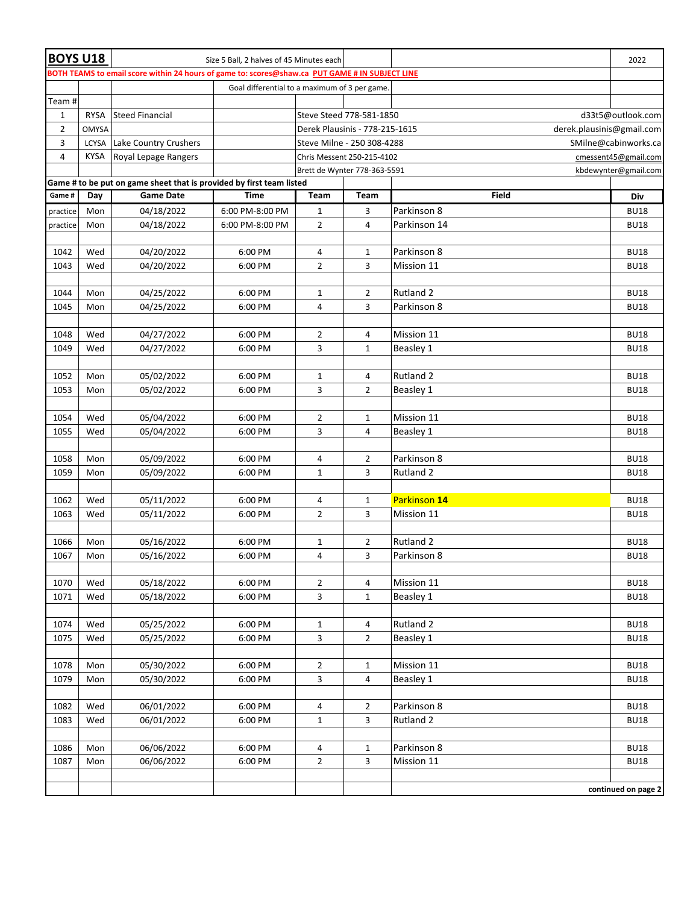# BOYS U18

Size 5 Ball, 2 halves of 45 Minutes each — 2022

**BOTH TEAMS to email score within 24 hours of game to: scores@shaw.ca PUT GAME # IN SUBJECT LINE**

Goal differential to a maximum of 3 per game.

| Team # | | | Contact | Email |
|---|---|---|---|---|
| 1 | RYSA | Steed Financial | Steve Steed 778-581-1850 | d33t5@outlook.com |
| 2 | OMYSA | | Derek Plausinis - 778-215-1615 | derek.plausinis@gmail.com |
| 3 | LCYSA | Lake Country Crushers | Steve Milne - 250 308-4288 | SMilne@cabinworks.ca |
| 4 | KYSA | Royal Lepage Rangers | Chris Messent 250-215-4102 | cmessent45@gmail.com |
| | | | Brett de Wynter 778-363-5591 | kbdewynter@gmail.com |

**Game # to be put on game sheet that is provided by first team listed**

| Game # | Day | Game Date | Time | Team | Team | Field | Div |
|---|---|---|---|---|---|---|---|
| practice | Mon | 04/18/2022 | 6:00 PM-8:00 PM | 1 | 3 | Parkinson 8 | BU18 |
| practice | Mon | 04/18/2022 | 6:00 PM-8:00 PM | 2 | 4 | Parkinson 14 | BU18 |
| | | | | | | | |
| 1042 | Wed | 04/20/2022 | 6:00 PM | 4 | 1 | Parkinson 8 | BU18 |
| 1043 | Wed | 04/20/2022 | 6:00 PM | 2 | 3 | Mission 11 | BU18 |
| | | | | | | | |
| 1044 | Mon | 04/25/2022 | 6:00 PM | 1 | 2 | Rutland 2 | BU18 |
| 1045 | Mon | 04/25/2022 | 6:00 PM | 4 | 3 | Parkinson 8 | BU18 |
| | | | | | | | |
| 1048 | Wed | 04/27/2022 | 6:00 PM | 2 | 4 | Mission 11 | BU18 |
| 1049 | Wed | 04/27/2022 | 6:00 PM | 3 | 1 | Beasley 1 | BU18 |
| | | | | | | | |
| 1052 | Mon | 05/02/2022 | 6:00 PM | 1 | 4 | Rutland 2 | BU18 |
| 1053 | Mon | 05/02/2022 | 6:00 PM | 3 | 2 | Beasley 1 | BU18 |
| | | | | | | | |
| 1054 | Wed | 05/04/2022 | 6:00 PM | 2 | 1 | Mission 11 | BU18 |
| 1055 | Wed | 05/04/2022 | 6:00 PM | 3 | 4 | Beasley 1 | BU18 |
| | | | | | | | |
| 1058 | Mon | 05/09/2022 | 6:00 PM | 4 | 2 | Parkinson 8 | BU18 |
| 1059 | Mon | 05/09/2022 | 6:00 PM | 1 | 3 | Rutland 2 | BU18 |
| | | | | | | | |
| 1062 | Wed | 05/11/2022 | 6:00 PM | 4 | 1 | Parkinson **14** | BU18 |
| 1063 | Wed | 05/11/2022 | 6:00 PM | 2 | 3 | Mission 11 | BU18 |
| | | | | | | | |
| 1066 | Mon | 05/16/2022 | 6:00 PM | 1 | 2 | Rutland 2 | BU18 |
| 1067 | Mon | 05/16/2022 | 6:00 PM | 4 | 3 | Parkinson 8 | BU18 |
| | | | | | | | |
| 1070 | Wed | 05/18/2022 | 6:00 PM | 2 | 4 | Mission 11 | BU18 |
| 1071 | Wed | 05/18/2022 | 6:00 PM | 3 | 1 | Beasley 1 | BU18 |
| | | | | | | | |
| 1074 | Wed | 05/25/2022 | 6:00 PM | 1 | 4 | Rutland 2 | BU18 |
| 1075 | Wed | 05/25/2022 | 6:00 PM | 3 | 2 | Beasley 1 | BU18 |
| | | | | | | | |
| 1078 | Mon | 05/30/2022 | 6:00 PM | 2 | 1 | Mission 11 | BU18 |
| 1079 | Mon | 05/30/2022 | 6:00 PM | 3 | 4 | Beasley 1 | BU18 |
| | | | | | | | |
| 1082 | Wed | 06/01/2022 | 6:00 PM | 4 | 2 | Parkinson 8 | BU18 |
| 1083 | Wed | 06/01/2022 | 6:00 PM | 1 | 3 | Rutland 2 | BU18 |
| | | | | | | | |
| 1086 | Mon | 06/06/2022 | 6:00 PM | 4 | 1 | Parkinson 8 | BU18 |
| 1087 | Mon | 06/06/2022 | 6:00 PM | 2 | 3 | Mission 11 | BU18 |

**continued on page 2**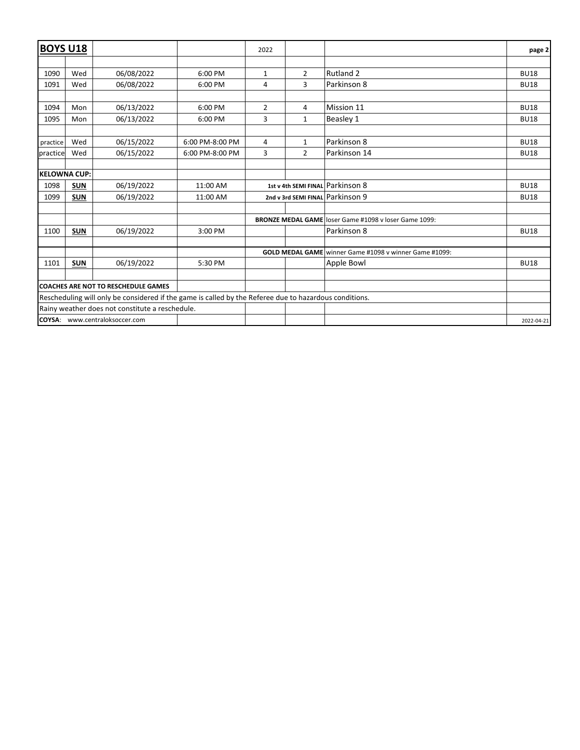| **BOYS U18** | | | | 2022 | | | page 2 |
|---|---|---|---|---|---|---|---|
| | | | | | | | |
| 1090 | Wed | 06/08/2022 | 6:00 PM | 1 | 2 | Rutland 2 | BU18 |
| 1091 | Wed | 06/08/2022 | 6:00 PM | 4 | 3 | Parkinson 8 | BU18 |
| | | | | | | | |
| 1094 | Mon | 06/13/2022 | 6:00 PM | 2 | 4 | Mission 11 | BU18 |
| 1095 | Mon | 06/13/2022 | 6:00 PM | 3 | 1 | Beasley 1 | BU18 |
| | | | | | | | |
| practice | Wed | 06/15/2022 | 6:00 PM-8:00 PM | 4 | 1 | Parkinson 8 | BU18 |
| practice | Wed | 06/15/2022 | 6:00 PM-8:00 PM | 3 | 2 | Parkinson 14 | BU18 |
| | | | | | | | |
| **KELOWNA CUP:** | | | | | | | |
| 1098 | **SUN** | 06/19/2022 | 11:00 AM | **1st v 4th SEMI FINAL** | | Parkinson 8 | BU18 |
| 1099 | **SUN** | 06/19/2022 | 11:00 AM | **2nd v 3rd SEMI FINAL** | | Parkinson 9 | BU18 |
| | | | | | | | |
| | | | | **BRONZE MEDAL GAME** | | loser Game #1098 v loser Game 1099: | |
| 1100 | **SUN** | 06/19/2022 | 3:00 PM | | | Parkinson 8 | BU18 |
| | | | | | | | |
| | | | | **GOLD MEDAL GAME** | | winner Game #1098 v winner Game #1099: | |
| 1101 | **SUN** | 06/19/2022 | 5:30 PM | | | Apple Bowl | BU18 |
| | | | | | | | |
| **COACHES ARE NOT TO RESCHEDULE GAMES** | | | | | | | |
| Rescheduling will only be considered if the game is called by the Referee due to hazardous conditions. | | | | | | | |
| Rainy weather does not constitute a reschedule. | | | | | | | |
| **COYSA**: www.centraloksoccer.com | | | | | | | 2022-04-21 |